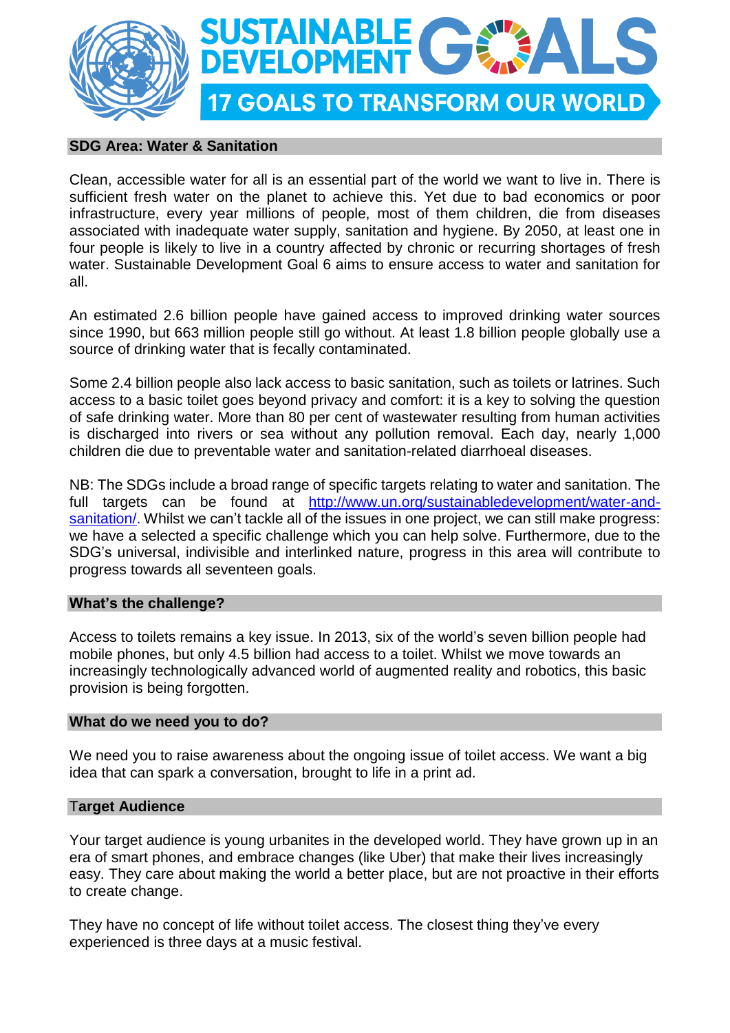# SUSTAINABLE DEVELOPMENT GOALS

## 17 GOALS TO TRANSFORM OUR WORLD

## SDG Area: Water & Sanitation

Clean, accessible water for all is an essential part of the world we want to live in. There is sufficient fresh water on the planet to achieve this. Yet due to bad economics or poor infrastructure, every year millions of people, most of them children, die from diseases associated with inadequate water supply, sanitation and hygiene. By 2050, at least one in four people is likely to live in a country affected by chronic or recurring shortages of fresh water. Sustainable Development Goal 6 aims to ensure access to water and sanitation for all.

An estimated 2.6 billion people have gained access to improved drinking water sources since 1990, but 663 million people still go without. At least 1.8 billion people globally use a source of drinking water that is fecally contaminated.

Some 2.4 billion people also lack access to basic sanitation, such as toilets or latrines. Such access to a basic toilet goes beyond privacy and comfort: it is a key to solving the question of safe drinking water. More than 80 per cent of wastewater resulting from human activities is discharged into rivers or sea without any pollution removal. Each day, nearly 1,000 children die due to preventable water and sanitation-related diarrhoeal diseases.

NB: The SDGs include a broad range of specific targets relating to water and sanitation. The full targets can be found at [http://www.un.org/sustainabledevelopment/water-and-sanitation/](http://www.un.org/sustainabledevelopment/water-and-sanitation/). Whilst we can't tackle all of the issues in one project, we can still make progress: we have a selected a specific challenge which you can help solve. Furthermore, due to the SDG's universal, indivisible and interlinked nature, progress in this area will contribute to progress towards all seventeen goals.

## What's the challenge?

Access to toilets remains a key issue. In 2013, six of the world's seven billion people had mobile phones, but only 4.5 billion had access to a toilet. Whilst we move towards an increasingly technologically advanced world of augmented reality and robotics, this basic provision is being forgotten.

## What do we need you to do?

We need you to raise awareness about the ongoing issue of toilet access. We want a big idea that can spark a conversation, brought to life in a print ad.

## Target Audience

Your target audience is young urbanites in the developed world. They have grown up in an era of smart phones, and embrace changes (like Uber) that make their lives increasingly easy. They care about making the world a better place, but are not proactive in their efforts to create change.

They have no concept of life without toilet access. The closest thing they've every experienced is three days at a music festival.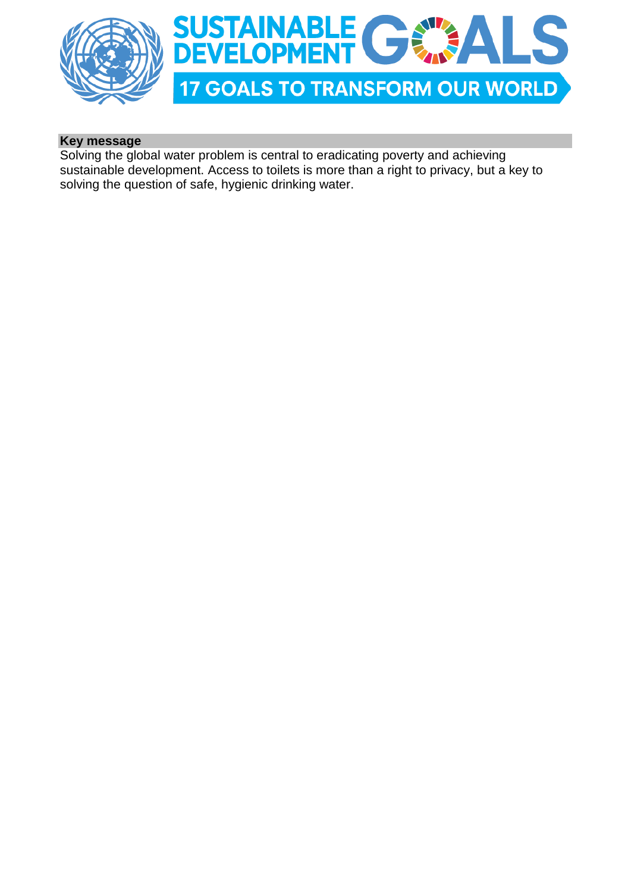**Key message**

Solving the global water problem is central to eradicating poverty and achieving sustainable development. Access to toilets is more than a right to privacy, but a key to solving the question of safe, hygienic drinking water.